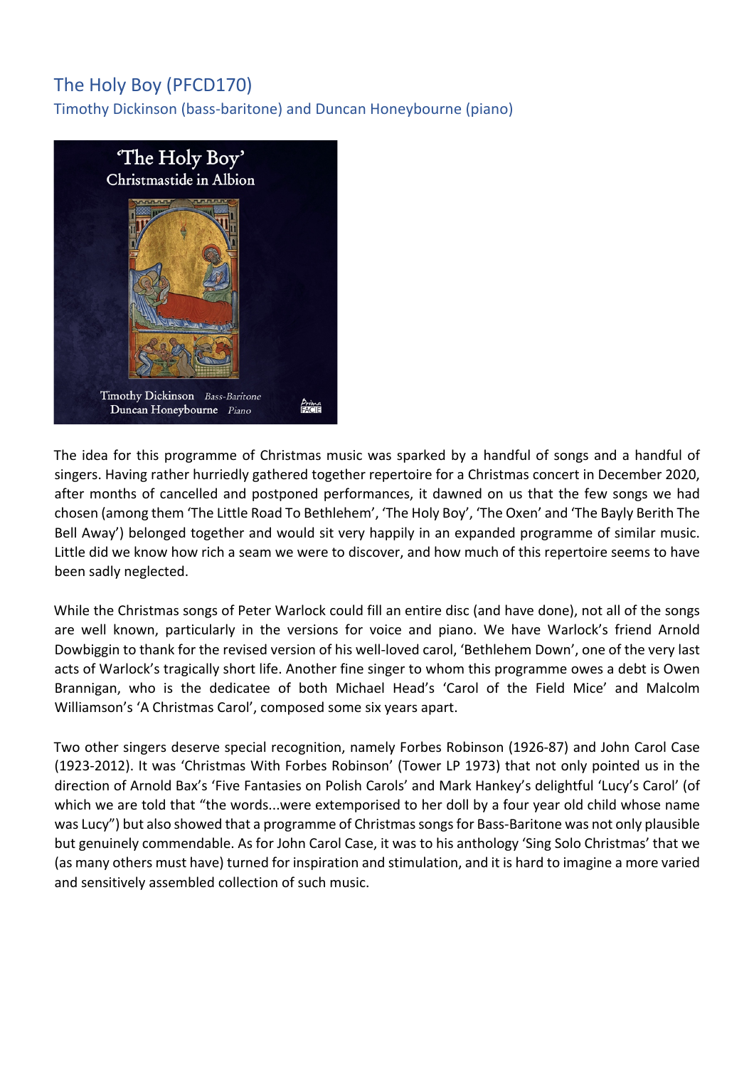# The Holy Boy (PFCD170)

## Timothy Dickinson (bass-baritone) and Duncan Honeybourne (piano)

The idea for this programme of Christmas music was sparked by a handful of songs and a handful of singers. Having rather hurriedly gathered together repertoire for a Christmas concert in December 2020, after months of cancelled and postponed performances, it dawned on us that the few songs we had chosen (among them 'The Little Road To Bethlehem', 'The Holy Boy', 'The Oxen' and 'The Bayly Berith The Bell Away') belonged together and would sit very happily in an expanded programme of similar music. Little did we know how rich a seam we were to discover, and how much of this repertoire seems to have been sadly neglected.

While the Christmas songs of Peter Warlock could fill an entire disc (and have done), not all of the songs are well known, particularly in the versions for voice and piano. We have Warlock's friend Arnold Dowbiggin to thank for the revised version of his well-loved carol, 'Bethlehem Down', one of the very last acts of Warlock's tragically short life. Another fine singer to whom this programme owes a debt is Owen Brannigan, who is the dedicatee of both Michael Head's 'Carol of the Field Mice' and Malcolm Williamson's 'A Christmas Carol', composed some six years apart.

Two other singers deserve special recognition, namely Forbes Robinson (1926-87) and John Carol Case (1923-2012). It was 'Christmas With Forbes Robinson' (Tower LP 1973) that not only pointed us in the direction of Arnold Bax's 'Five Fantasies on Polish Carols' and Mark Hankey's delightful 'Lucy's Carol' (of which we are told that "the words...were extemporised to her doll by a four year old child whose name was Lucy") but also showed that a programme of Christmas songs for Bass-Baritone was not only plausible but genuinely commendable. As for John Carol Case, it was to his anthology 'Sing Solo Christmas' that we (as many others must have) turned for inspiration and stimulation, and it is hard to imagine a more varied and sensitively assembled collection of such music.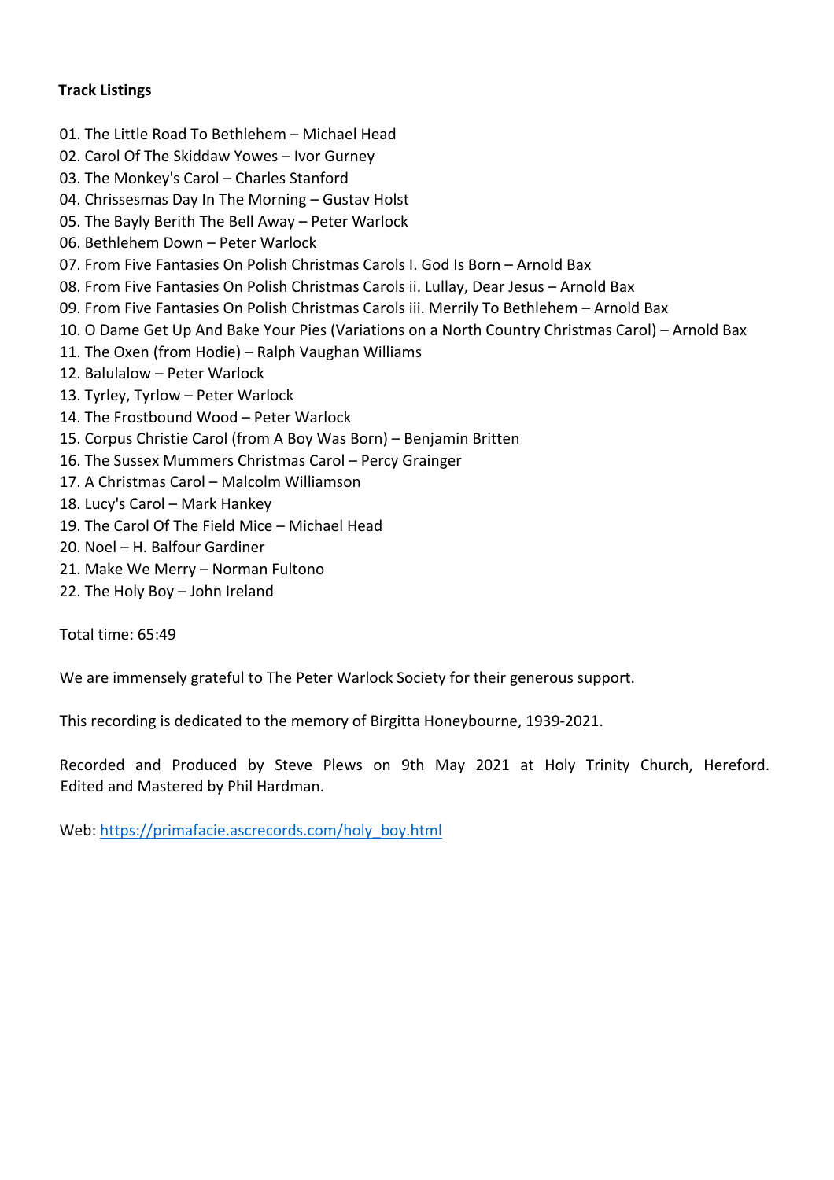**Track Listings**

01. The Little Road To Bethlehem – Michael Head
02. Carol Of The Skiddaw Yowes – Ivor Gurney
03. The Monkey's Carol – Charles Stanford
04. Chrissesmas Day In The Morning – Gustav Holst
05. The Bayly Berith The Bell Away – Peter Warlock
06. Bethlehem Down – Peter Warlock
07. From Five Fantasies On Polish Christmas Carols I. God Is Born – Arnold Bax
08. From Five Fantasies On Polish Christmas Carols ii. Lullay, Dear Jesus – Arnold Bax
09. From Five Fantasies On Polish Christmas Carols iii. Merrily To Bethlehem – Arnold Bax
10. O Dame Get Up And Bake Your Pies (Variations on a North Country Christmas Carol) – Arnold Bax
11. The Oxen (from Hodie) – Ralph Vaughan Williams
12. Balulalow – Peter Warlock
13. Tyrley, Tyrlow – Peter Warlock
14. The Frostbound Wood – Peter Warlock
15. Corpus Christie Carol (from A Boy Was Born) – Benjamin Britten
16. The Sussex Mummers Christmas Carol – Percy Grainger
17. A Christmas Carol – Malcolm Williamson
18. Lucy's Carol – Mark Hankey
19. The Carol Of The Field Mice – Michael Head
20. Noel – H. Balfour Gardiner
21. Make We Merry – Norman Fultono
22. The Holy Boy – John Ireland

Total time: 65:49

We are immensely grateful to The Peter Warlock Society for their generous support.

This recording is dedicated to the memory of Birgitta Honeybourne, 1939-2021.

Recorded and Produced by Steve Plews on 9th May 2021 at Holy Trinity Church, Hereford. Edited and Mastered by Phil Hardman.

Web: https://primafacie.ascrecords.com/holy_boy.html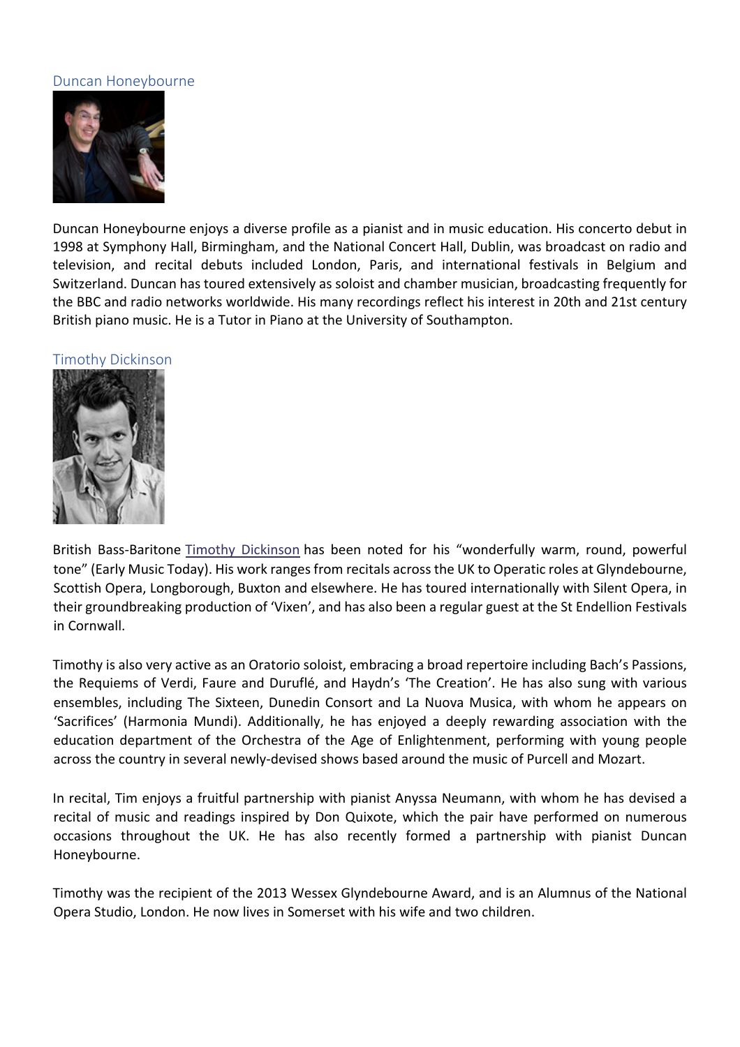## Duncan Honeybourne

Duncan Honeybourne enjoys a diverse profile as a pianist and in music education. His concerto debut in 1998 at Symphony Hall, Birmingham, and the National Concert Hall, Dublin, was broadcast on radio and television, and recital debuts included London, Paris, and international festivals in Belgium and Switzerland. Duncan has toured extensively as soloist and chamber musician, broadcasting frequently for the BBC and radio networks worldwide. His many recordings reflect his interest in 20th and 21st century British piano music. He is a Tutor in Piano at the University of Southampton.

## Timothy Dickinson

British Bass-Baritone Timothy Dickinson has been noted for his "wonderfully warm, round, powerful tone" (Early Music Today). His work ranges from recitals across the UK to Operatic roles at Glyndebourne, Scottish Opera, Longborough, Buxton and elsewhere. He has toured internationally with Silent Opera, in their groundbreaking production of 'Vixen', and has also been a regular guest at the St Endellion Festivals in Cornwall.

Timothy is also very active as an Oratorio soloist, embracing a broad repertoire including Bach's Passions, the Requiems of Verdi, Faure and Duruflé, and Haydn's 'The Creation'. He has also sung with various ensembles, including The Sixteen, Dunedin Consort and La Nuova Musica, with whom he appears on 'Sacrifices' (Harmonia Mundi). Additionally, he has enjoyed a deeply rewarding association with the education department of the Orchestra of the Age of Enlightenment, performing with young people across the country in several newly-devised shows based around the music of Purcell and Mozart.

In recital, Tim enjoys a fruitful partnership with pianist Anyssa Neumann, with whom he has devised a recital of music and readings inspired by Don Quixote, which the pair have performed on numerous occasions throughout the UK. He has also recently formed a partnership with pianist Duncan Honeybourne.

Timothy was the recipient of the 2013 Wessex Glyndebourne Award, and is an Alumnus of the National Opera Studio, London. He now lives in Somerset with his wife and two children.